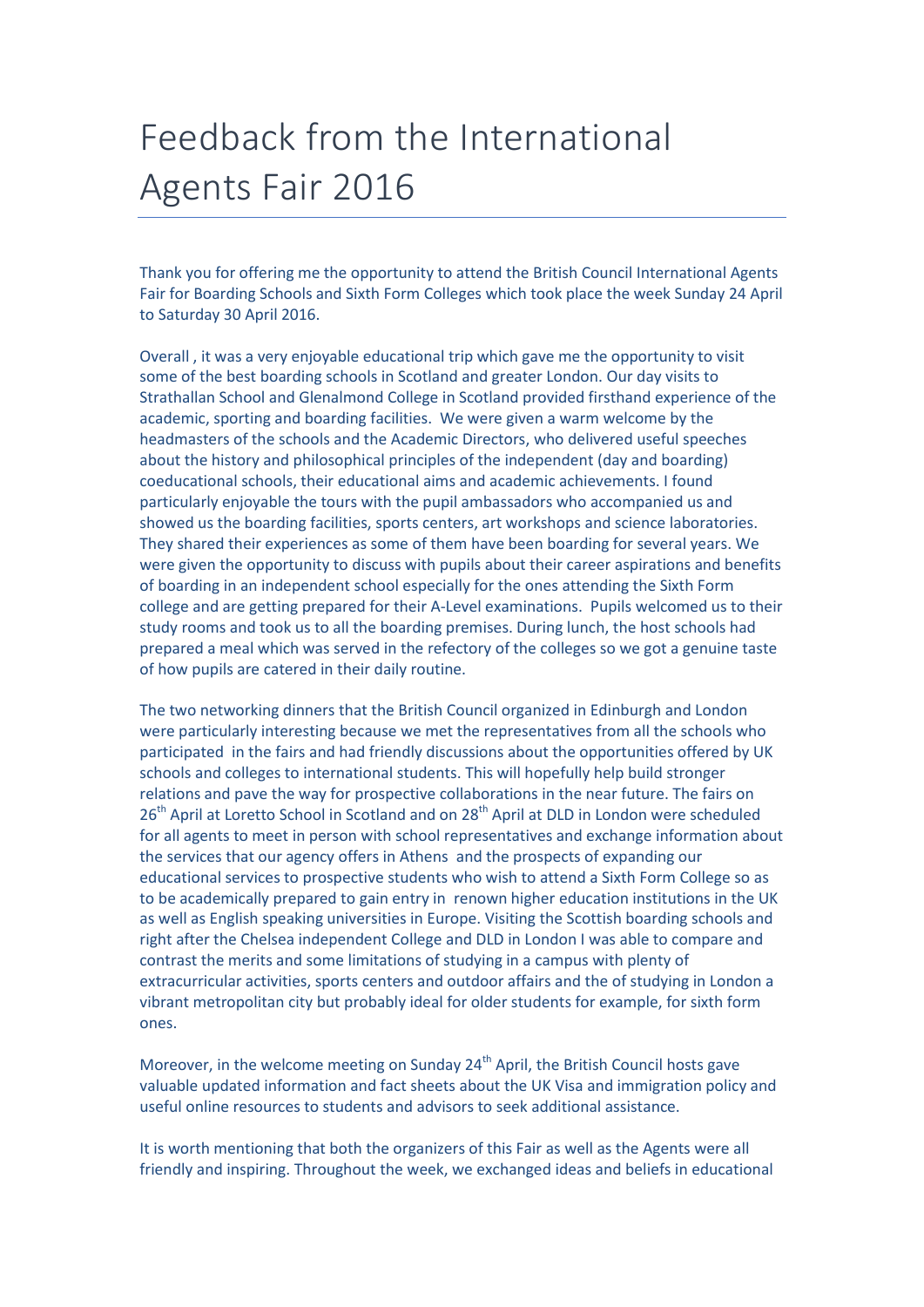# Feedback from the International Agents Fair 2016

Thank you for offering me the opportunity to attend the British Council International Agents Fair for Boarding Schools and Sixth Form Colleges which took place the week Sunday 24 April to Saturday 30 April 2016.

Overall , it was a very enjoyable educational trip which gave me the opportunity to visit some of the best boarding schools in Scotland and greater London. Our day visits to Strathallan School and Glenalmond College in Scotland provided firsthand experience of the academic, sporting and boarding facilities. We were given a warm welcome by the headmasters of the schools and the Academic Directors, who delivered useful speeches about the history and philosophical principles of the independent (day and boarding) coeducational schools, their educational aims and academic achievements. I found particularly enjoyable the tours with the pupil ambassadors who accompanied us and showed us the boarding facilities, sports centers, art workshops and science laboratories. They shared their experiences as some of them have been boarding for several years. We were given the opportunity to discuss with pupils about their career aspirations and benefits of boarding in an independent school especially for the ones attending the Sixth Form college and are getting prepared for their A-Level examinations. Pupils welcomed us to their study rooms and took us to all the boarding premises. During lunch, the host schools had prepared a meal which was served in the refectory of the colleges so we got a genuine taste of how pupils are catered in their daily routine.

The two networking dinners that the British Council organized in Edinburgh and London were particularly interesting because we met the representatives from all the schools who participated in the fairs and had friendly discussions about the opportunities offered by UK schools and colleges to international students. This will hopefully help build stronger relations and pave the way for prospective collaborations in the near future. The fairs on 26th April at Loretto School in Scotland and on 28th April at DLD in London were scheduled for all agents to meet in person with school representatives and exchange information about the services that our agency offers in Athens and the prospects of expanding our educational services to prospective students who wish to attend a Sixth Form College so as to be academically prepared to gain entry in renown higher education institutions in the UK as well as English speaking universities in Europe. Visiting the Scottish boarding schools and right after the Chelsea independent College and DLD in London I was able to compare and contrast the merits and some limitations of studying in a campus with plenty of extracurricular activities, sports centers and outdoor affairs and the of studying in London a vibrant metropolitan city but probably ideal for older students for example, for sixth form ones.

Moreover, in the welcome meeting on Sunday 24th April, the British Council hosts gave valuable updated information and fact sheets about the UK Visa and immigration policy and useful online resources to students and advisors to seek additional assistance.

It is worth mentioning that both the organizers of this Fair as well as the Agents were all friendly and inspiring. Throughout the week, we exchanged ideas and beliefs in educational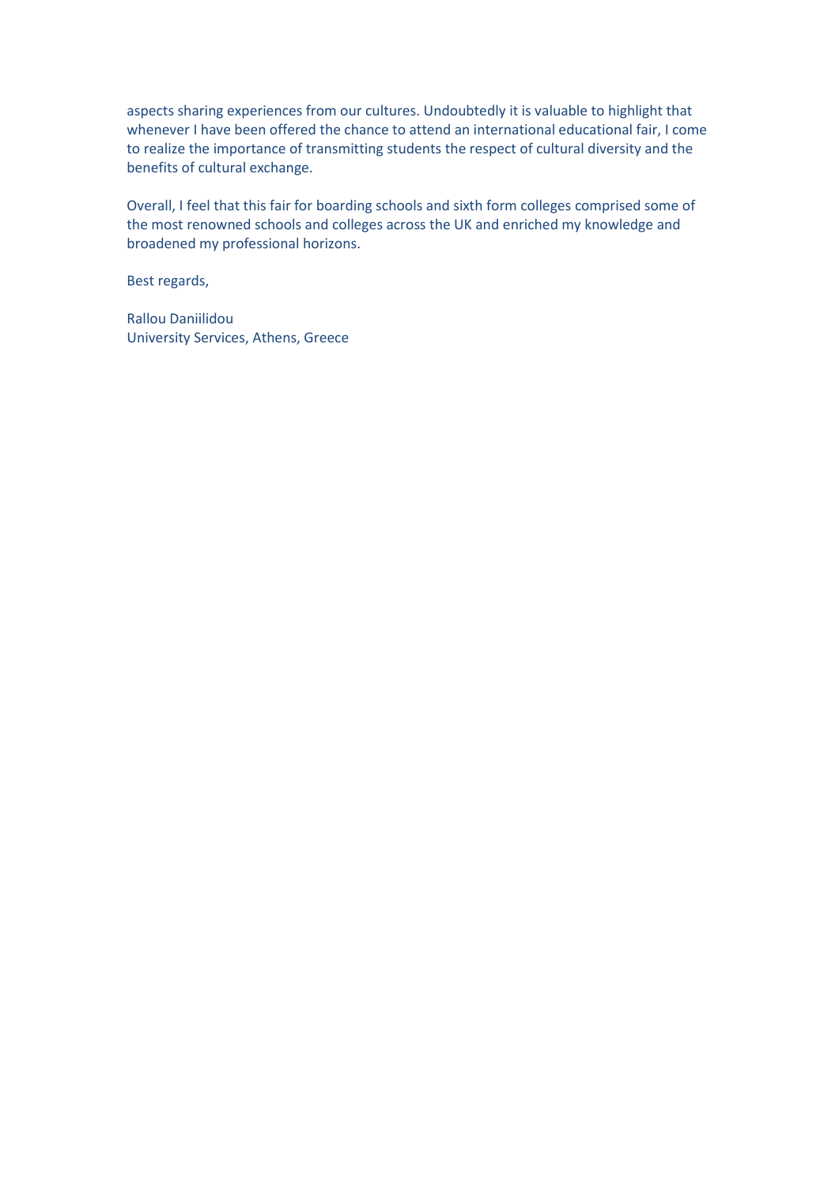aspects sharing experiences from our cultures. Undoubtedly it is valuable to highlight that whenever I have been offered the chance to attend an international educational fair, I come to realize the importance of transmitting students the respect of cultural diversity and the benefits of cultural exchange.

Overall, I feel that this fair for boarding schools and sixth form colleges comprised some of the most renowned schools and colleges across the UK and enriched my knowledge and broadened my professional horizons.

Best regards,

Rallou Daniilidou
University Services, Athens, Greece